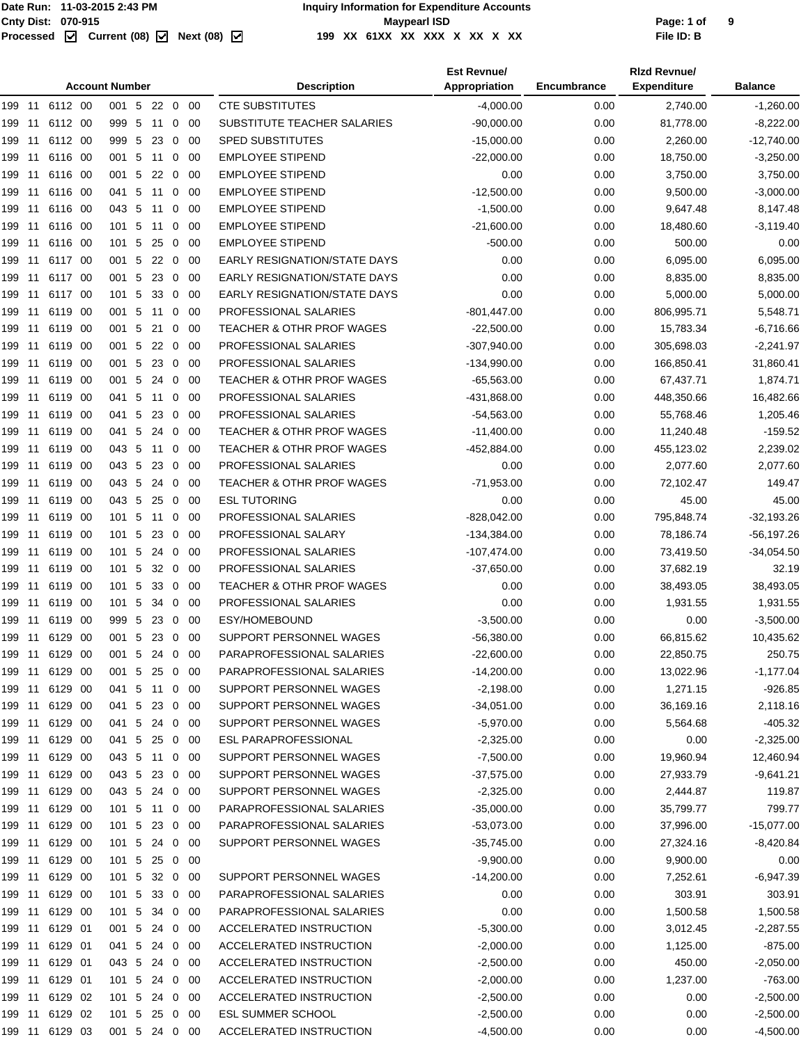Date Run: 11-03-2015 2:43 PM
Cnty Dist: 070-915
Processed ☑ Current (08) ☑ Next (08) ☑

# Inquiry Information for Expenditure Accounts

**Maypearl ISD**

199 XX 61XX XX XXX X XX X XX

File ID: B

| Account Number | Description | Est Revnue/ Appropriation | Encumbrance | Rlzd Revnue/ Expenditure | Balance |
|---|---|---|---|---|---|
| 199 11 6112 00 001 5 22 0 00 | CTE SUBSTITUTES | -4,000.00 | 0.00 | 2,740.00 | -1,260.00 |
| 199 11 6112 00 999 5 11 0 00 | SUBSTITUTE TEACHER SALARIES | -90,000.00 | 0.00 | 81,778.00 | -8,222.00 |
| 199 11 6112 00 999 5 23 0 00 | SPED SUBSTITUTES | -15,000.00 | 0.00 | 2,260.00 | -12,740.00 |
| 199 11 6116 00 001 5 11 0 00 | EMPLOYEE STIPEND | -22,000.00 | 0.00 | 18,750.00 | -3,250.00 |
| 199 11 6116 00 001 5 22 0 00 | EMPLOYEE STIPEND | 0.00 | 0.00 | 3,750.00 | 3,750.00 |
| 199 11 6116 00 041 5 11 0 00 | EMPLOYEE STIPEND | -12,500.00 | 0.00 | 9,500.00 | -3,000.00 |
| 199 11 6116 00 043 5 11 0 00 | EMPLOYEE STIPEND | -1,500.00 | 0.00 | 9,647.48 | 8,147.48 |
| 199 11 6116 00 101 5 11 0 00 | EMPLOYEE STIPEND | -21,600.00 | 0.00 | 18,480.60 | -3,119.40 |
| 199 11 6116 00 101 5 25 0 00 | EMPLOYEE STIPEND | -500.00 | 0.00 | 500.00 | 0.00 |
| 199 11 6117 00 001 5 22 0 00 | EARLY RESIGNATION/STATE DAYS | 0.00 | 0.00 | 6,095.00 | 6,095.00 |
| 199 11 6117 00 001 5 23 0 00 | EARLY RESIGNATION/STATE DAYS | 0.00 | 0.00 | 8,835.00 | 8,835.00 |
| 199 11 6117 00 101 5 33 0 00 | EARLY RESIGNATION/STATE DAYS | 0.00 | 0.00 | 5,000.00 | 5,000.00 |
| 199 11 6119 00 001 5 11 0 00 | PROFESSIONAL SALARIES | -801,447.00 | 0.00 | 806,995.71 | 5,548.71 |
| 199 11 6119 00 001 5 21 0 00 | TEACHER & OTHR PROF WAGES | -22,500.00 | 0.00 | 15,783.34 | -6,716.66 |
| 199 11 6119 00 001 5 22 0 00 | PROFESSIONAL SALARIES | -307,940.00 | 0.00 | 305,698.03 | -2,241.97 |
| 199 11 6119 00 001 5 23 0 00 | PROFESSIONAL SALARIES | -134,990.00 | 0.00 | 166,850.41 | 31,860.41 |
| 199 11 6119 00 001 5 24 0 00 | TEACHER & OTHR PROF WAGES | -65,563.00 | 0.00 | 67,437.71 | 1,874.71 |
| 199 11 6119 00 041 5 11 0 00 | PROFESSIONAL SALARIES | -431,868.00 | 0.00 | 448,350.66 | 16,482.66 |
| 199 11 6119 00 041 5 23 0 00 | PROFESSIONAL SALARIES | -54,563.00 | 0.00 | 55,768.46 | 1,205.46 |
| 199 11 6119 00 041 5 24 0 00 | TEACHER & OTHR PROF WAGES | -11,400.00 | 0.00 | 11,240.48 | -159.52 |
| 199 11 6119 00 043 5 11 0 00 | TEACHER & OTHR PROF WAGES | -452,884.00 | 0.00 | 455,123.02 | 2,239.02 |
| 199 11 6119 00 043 5 23 0 00 | PROFESSIONAL SALARIES | 0.00 | 0.00 | 2,077.60 | 2,077.60 |
| 199 11 6119 00 043 5 24 0 00 | TEACHER & OTHR PROF WAGES | -71,953.00 | 0.00 | 72,102.47 | 149.47 |
| 199 11 6119 00 043 5 25 0 00 | ESL TUTORING | 0.00 | 0.00 | 45.00 | 45.00 |
| 199 11 6119 00 101 5 11 0 00 | PROFESSIONAL SALARIES | -828,042.00 | 0.00 | 795,848.74 | -32,193.26 |
| 199 11 6119 00 101 5 23 0 00 | PROFESSIONAL SALARY | -134,384.00 | 0.00 | 78,186.74 | -56,197.26 |
| 199 11 6119 00 101 5 24 0 00 | PROFESSIONAL SALARIES | -107,474.00 | 0.00 | 73,419.50 | -34,054.50 |
| 199 11 6119 00 101 5 32 0 00 | PROFESSIONAL SALARIES | -37,650.00 | 0.00 | 37,682.19 | 32.19 |
| 199 11 6119 00 101 5 33 0 00 | TEACHER & OTHR PROF WAGES | 0.00 | 0.00 | 38,493.05 | 38,493.05 |
| 199 11 6119 00 101 5 34 0 00 | PROFESSIONAL SALARIES | 0.00 | 0.00 | 1,931.55 | 1,931.55 |
| 199 11 6119 00 999 5 23 0 00 | ESY/HOMEBOUND | -3,500.00 | 0.00 | 0.00 | -3,500.00 |
| 199 11 6129 00 001 5 23 0 00 | SUPPORT PERSONNEL WAGES | -56,380.00 | 0.00 | 66,815.62 | 10,435.62 |
| 199 11 6129 00 001 5 24 0 00 | PARAPROFESSIONAL SALARIES | -22,600.00 | 0.00 | 22,850.75 | 250.75 |
| 199 11 6129 00 001 5 25 0 00 | PARAPROFESSIONAL SALARIES | -14,200.00 | 0.00 | 13,022.96 | -1,177.04 |
| 199 11 6129 00 041 5 11 0 00 | SUPPORT PERSONNEL WAGES | -2,198.00 | 0.00 | 1,271.15 | -926.85 |
| 199 11 6129 00 041 5 23 0 00 | SUPPORT PERSONNEL WAGES | -34,051.00 | 0.00 | 36,169.16 | 2,118.16 |
| 199 11 6129 00 041 5 24 0 00 | SUPPORT PERSONNEL WAGES | -5,970.00 | 0.00 | 5,564.68 | -405.32 |
| 199 11 6129 00 041 5 25 0 00 | ESL PARAPROFESSIONAL | -2,325.00 | 0.00 | 0.00 | -2,325.00 |
| 199 11 6129 00 043 5 11 0 00 | SUPPORT PERSONNEL WAGES | -7,500.00 | 0.00 | 19,960.94 | 12,460.94 |
| 199 11 6129 00 043 5 23 0 00 | SUPPORT PERSONNEL WAGES | -37,575.00 | 0.00 | 27,933.79 | -9,641.21 |
| 199 11 6129 00 043 5 24 0 00 | SUPPORT PERSONNEL WAGES | -2,325.00 | 0.00 | 2,444.87 | 119.87 |
| 199 11 6129 00 101 5 11 0 00 | PARAPROFESSIONAL SALARIES | -35,000.00 | 0.00 | 35,799.77 | 799.77 |
| 199 11 6129 00 101 5 23 0 00 | PARAPROFESSIONAL SALARIES | -53,073.00 | 0.00 | 37,996.00 | -15,077.00 |
| 199 11 6129 00 101 5 24 0 00 | SUPPORT PERSONNEL WAGES | -35,745.00 | 0.00 | 27,324.16 | -8,420.84 |
| 199 11 6129 00 101 5 25 0 00 | | -9,900.00 | 0.00 | 9,900.00 | 0.00 |
| 199 11 6129 00 101 5 32 0 00 | SUPPORT PERSONNEL WAGES | -14,200.00 | 0.00 | 7,252.61 | -6,947.39 |
| 199 11 6129 00 101 5 33 0 00 | PARAPROFESSIONAL SALARIES | 0.00 | 0.00 | 303.91 | 303.91 |
| 199 11 6129 00 101 5 34 0 00 | PARAPROFESSIONAL SALARIES | 0.00 | 0.00 | 1,500.58 | 1,500.58 |
| 199 11 6129 01 001 5 24 0 00 | ACCELERATED INSTRUCTION | -5,300.00 | 0.00 | 3,012.45 | -2,287.55 |
| 199 11 6129 01 041 5 24 0 00 | ACCELERATED INSTRUCTION | -2,000.00 | 0.00 | 1,125.00 | -875.00 |
| 199 11 6129 01 043 5 24 0 00 | ACCELERATED INSTRUCTION | -2,500.00 | 0.00 | 450.00 | -2,050.00 |
| 199 11 6129 01 101 5 24 0 00 | ACCELERATED INSTRUCTION | -2,000.00 | 0.00 | 1,237.00 | -763.00 |
| 199 11 6129 02 101 5 24 0 00 | ACCELERATED INSTRUCTION | -2,500.00 | 0.00 | 0.00 | -2,500.00 |
| 199 11 6129 02 101 5 25 0 00 | ESL SUMMER SCHOOL | -2,500.00 | 0.00 | 0.00 | -2,500.00 |
| 199 11 6129 03 001 5 24 0 00 | ACCELERATED INSTRUCTION | -4,500.00 | 0.00 | 0.00 | -4,500.00 |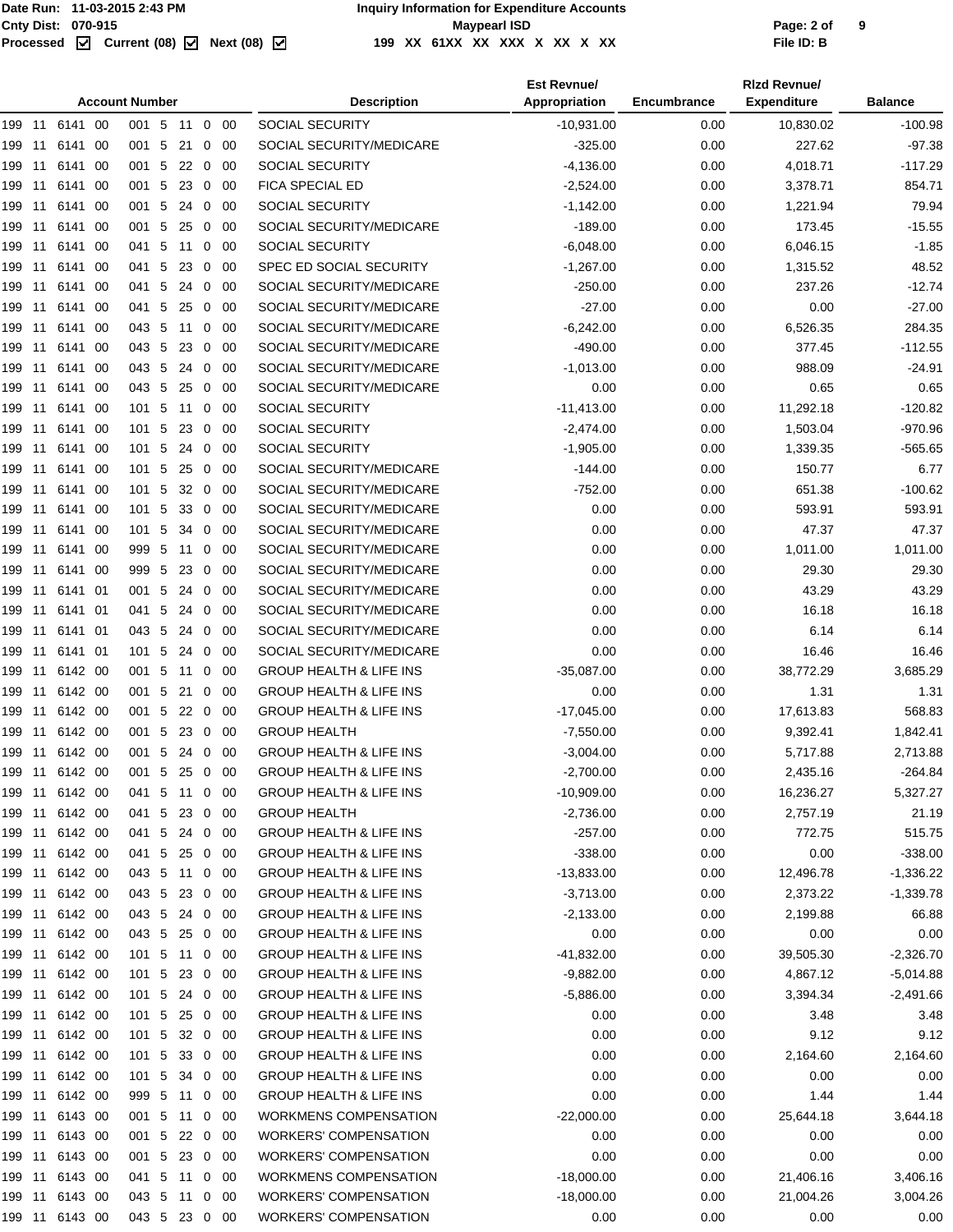| Account Number | Description | Est Revnue/ Appropriation | Encumbrance | Rlzd Revnue/ Expenditure | Balance |
|---|---|---|---|---|---|
| 199 11 6141 00 001 5 11 0 00 | SOCIAL SECURITY | -10,931.00 | 0.00 | 10,830.02 | -100.98 |
| 199 11 6141 00 001 5 21 0 00 | SOCIAL SECURITY/MEDICARE | -325.00 | 0.00 | 227.62 | -97.38 |
| 199 11 6141 00 001 5 22 0 00 | SOCIAL SECURITY | -4,136.00 | 0.00 | 4,018.71 | -117.29 |
| 199 11 6141 00 001 5 23 0 00 | FICA SPECIAL ED | -2,524.00 | 0.00 | 3,378.71 | 854.71 |
| 199 11 6141 00 001 5 24 0 00 | SOCIAL SECURITY | -1,142.00 | 0.00 | 1,221.94 | 79.94 |
| 199 11 6141 00 001 5 25 0 00 | SOCIAL SECURITY/MEDICARE | -189.00 | 0.00 | 173.45 | -15.55 |
| 199 11 6141 00 041 5 11 0 00 | SOCIAL SECURITY | -6,048.00 | 0.00 | 6,046.15 | -1.85 |
| 199 11 6141 00 041 5 23 0 00 | SPEC ED SOCIAL SECURITY | -1,267.00 | 0.00 | 1,315.52 | 48.52 |
| 199 11 6141 00 041 5 24 0 00 | SOCIAL SECURITY/MEDICARE | -250.00 | 0.00 | 237.26 | -12.74 |
| 199 11 6141 00 041 5 25 0 00 | SOCIAL SECURITY/MEDICARE | -27.00 | 0.00 | 0.00 | -27.00 |
| 199 11 6141 00 043 5 11 0 00 | SOCIAL SECURITY/MEDICARE | -6,242.00 | 0.00 | 6,526.35 | 284.35 |
| 199 11 6141 00 043 5 23 0 00 | SOCIAL SECURITY/MEDICARE | -490.00 | 0.00 | 377.45 | -112.55 |
| 199 11 6141 00 043 5 24 0 00 | SOCIAL SECURITY/MEDICARE | -1,013.00 | 0.00 | 988.09 | -24.91 |
| 199 11 6141 00 043 5 25 0 00 | SOCIAL SECURITY/MEDICARE | 0.00 | 0.00 | 0.65 | 0.65 |
| 199 11 6141 00 101 5 11 0 00 | SOCIAL SECURITY | -11,413.00 | 0.00 | 11,292.18 | -120.82 |
| 199 11 6141 00 101 5 23 0 00 | SOCIAL SECURITY | -2,474.00 | 0.00 | 1,503.04 | -970.96 |
| 199 11 6141 00 101 5 24 0 00 | SOCIAL SECURITY | -1,905.00 | 0.00 | 1,339.35 | -565.65 |
| 199 11 6141 00 101 5 25 0 00 | SOCIAL SECURITY/MEDICARE | -144.00 | 0.00 | 150.77 | 6.77 |
| 199 11 6141 00 101 5 32 0 00 | SOCIAL SECURITY/MEDICARE | -752.00 | 0.00 | 651.38 | -100.62 |
| 199 11 6141 00 101 5 33 0 00 | SOCIAL SECURITY/MEDICARE | 0.00 | 0.00 | 593.91 | 593.91 |
| 199 11 6141 00 101 5 34 0 00 | SOCIAL SECURITY/MEDICARE | 0.00 | 0.00 | 47.37 | 47.37 |
| 199 11 6141 00 999 5 11 0 00 | SOCIAL SECURITY/MEDICARE | 0.00 | 0.00 | 1,011.00 | 1,011.00 |
| 199 11 6141 00 999 5 23 0 00 | SOCIAL SECURITY/MEDICARE | 0.00 | 0.00 | 29.30 | 29.30 |
| 199 11 6141 01 001 5 24 0 00 | SOCIAL SECURITY/MEDICARE | 0.00 | 0.00 | 43.29 | 43.29 |
| 199 11 6141 01 041 5 24 0 00 | SOCIAL SECURITY/MEDICARE | 0.00 | 0.00 | 16.18 | 16.18 |
| 199 11 6141 01 043 5 24 0 00 | SOCIAL SECURITY/MEDICARE | 0.00 | 0.00 | 6.14 | 6.14 |
| 199 11 6141 01 101 5 24 0 00 | SOCIAL SECURITY/MEDICARE | 0.00 | 0.00 | 16.46 | 16.46 |
| 199 11 6142 00 001 5 11 0 00 | GROUP HEALTH & LIFE INS | -35,087.00 | 0.00 | 38,772.29 | 3,685.29 |
| 199 11 6142 00 001 5 21 0 00 | GROUP HEALTH & LIFE INS | 0.00 | 0.00 | 1.31 | 1.31 |
| 199 11 6142 00 001 5 22 0 00 | GROUP HEALTH & LIFE INS | -17,045.00 | 0.00 | 17,613.83 | 568.83 |
| 199 11 6142 00 001 5 23 0 00 | GROUP HEALTH | -7,550.00 | 0.00 | 9,392.41 | 1,842.41 |
| 199 11 6142 00 001 5 24 0 00 | GROUP HEALTH & LIFE INS | -3,004.00 | 0.00 | 5,717.88 | 2,713.88 |
| 199 11 6142 00 001 5 25 0 00 | GROUP HEALTH & LIFE INS | -2,700.00 | 0.00 | 2,435.16 | -264.84 |
| 199 11 6142 00 041 5 11 0 00 | GROUP HEALTH & LIFE INS | -10,909.00 | 0.00 | 16,236.27 | 5,327.27 |
| 199 11 6142 00 041 5 23 0 00 | GROUP HEALTH | -2,736.00 | 0.00 | 2,757.19 | 21.19 |
| 199 11 6142 00 041 5 24 0 00 | GROUP HEALTH & LIFE INS | -257.00 | 0.00 | 772.75 | 515.75 |
| 199 11 6142 00 041 5 25 0 00 | GROUP HEALTH & LIFE INS | -338.00 | 0.00 | 0.00 | -338.00 |
| 199 11 6142 00 043 5 11 0 00 | GROUP HEALTH & LIFE INS | -13,833.00 | 0.00 | 12,496.78 | -1,336.22 |
| 199 11 6142 00 043 5 23 0 00 | GROUP HEALTH & LIFE INS | -3,713.00 | 0.00 | 2,373.22 | -1,339.78 |
| 199 11 6142 00 043 5 24 0 00 | GROUP HEALTH & LIFE INS | -2,133.00 | 0.00 | 2,199.88 | 66.88 |
| 199 11 6142 00 043 5 25 0 00 | GROUP HEALTH & LIFE INS | 0.00 | 0.00 | 0.00 | 0.00 |
| 199 11 6142 00 101 5 11 0 00 | GROUP HEALTH & LIFE INS | -41,832.00 | 0.00 | 39,505.30 | -2,326.70 |
| 199 11 6142 00 101 5 23 0 00 | GROUP HEALTH & LIFE INS | -9,882.00 | 0.00 | 4,867.12 | -5,014.88 |
| 199 11 6142 00 101 5 24 0 00 | GROUP HEALTH & LIFE INS | -5,886.00 | 0.00 | 3,394.34 | -2,491.66 |
| 199 11 6142 00 101 5 25 0 00 | GROUP HEALTH & LIFE INS | 0.00 | 0.00 | 3.48 | 3.48 |
| 199 11 6142 00 101 5 32 0 00 | GROUP HEALTH & LIFE INS | 0.00 | 0.00 | 9.12 | 9.12 |
| 199 11 6142 00 101 5 33 0 00 | GROUP HEALTH & LIFE INS | 0.00 | 0.00 | 2,164.60 | 2,164.60 |
| 199 11 6142 00 101 5 34 0 00 | GROUP HEALTH & LIFE INS | 0.00 | 0.00 | 0.00 | 0.00 |
| 199 11 6142 00 999 5 11 0 00 | GROUP HEALTH & LIFE INS | 0.00 | 0.00 | 1.44 | 1.44 |
| 199 11 6143 00 001 5 11 0 00 | WORKMENS COMPENSATION | -22,000.00 | 0.00 | 25,644.18 | 3,644.18 |
| 199 11 6143 00 001 5 22 0 00 | WORKERS' COMPENSATION | 0.00 | 0.00 | 0.00 | 0.00 |
| 199 11 6143 00 001 5 23 0 00 | WORKERS' COMPENSATION | 0.00 | 0.00 | 0.00 | 0.00 |
| 199 11 6143 00 041 5 11 0 00 | WORKMENS COMPENSATION | -18,000.00 | 0.00 | 21,406.16 | 3,406.16 |
| 199 11 6143 00 043 5 11 0 00 | WORKERS' COMPENSATION | -18,000.00 | 0.00 | 21,004.26 | 3,004.26 |
| 199 11 6143 00 043 5 23 0 00 | WORKERS' COMPENSATION | 0.00 | 0.00 | 0.00 | 0.00 |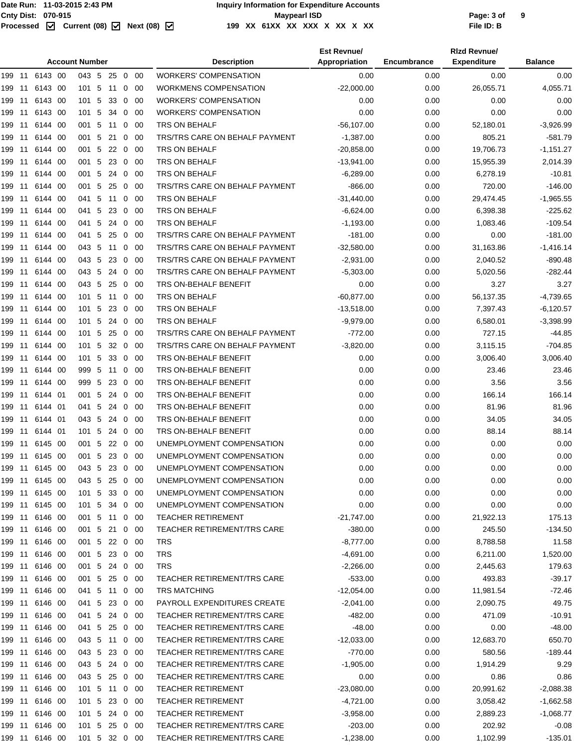| Account Number | Description | Est Revnue/ Appropriation | Encumbrance | Rlzd Revnue/ Expenditure | Balance |
|---|---|---|---|---|---|
| 199 11 6143 00 043 5 25 0 00 | WORKERS' COMPENSATION | 0.00 | 0.00 | 0.00 | 0.00 |
| 199 11 6143 00 101 5 11 0 00 | WORKMENS COMPENSATION | -22,000.00 | 0.00 | 26,055.71 | 4,055.71 |
| 199 11 6143 00 101 5 33 0 00 | WORKERS' COMPENSATION | 0.00 | 0.00 | 0.00 | 0.00 |
| 199 11 6143 00 101 5 34 0 00 | WORKERS' COMPENSATION | 0.00 | 0.00 | 0.00 | 0.00 |
| 199 11 6144 00 001 5 11 0 00 | TRS ON BEHALF | -56,107.00 | 0.00 | 52,180.01 | -3,926.99 |
| 199 11 6144 00 001 5 21 0 00 | TRS/TRS CARE ON BEHALF PAYMENT | -1,387.00 | 0.00 | 805.21 | -581.79 |
| 199 11 6144 00 001 5 22 0 00 | TRS ON BEHALF | -20,858.00 | 0.00 | 19,706.73 | -1,151.27 |
| 199 11 6144 00 001 5 23 0 00 | TRS ON BEHALF | -13,941.00 | 0.00 | 15,955.39 | 2,014.39 |
| 199 11 6144 00 001 5 24 0 00 | TRS ON BEHALF | -6,289.00 | 0.00 | 6,278.19 | -10.81 |
| 199 11 6144 00 001 5 25 0 00 | TRS/TRS CARE ON BEHALF PAYMENT | -866.00 | 0.00 | 720.00 | -146.00 |
| 199 11 6144 00 041 5 11 0 00 | TRS ON BEHALF | -31,440.00 | 0.00 | 29,474.45 | -1,965.55 |
| 199 11 6144 00 041 5 23 0 00 | TRS ON BEHALF | -6,624.00 | 0.00 | 6,398.38 | -225.62 |
| 199 11 6144 00 041 5 24 0 00 | TRS ON BEHALF | -1,193.00 | 0.00 | 1,083.46 | -109.54 |
| 199 11 6144 00 041 5 25 0 00 | TRS/TRS CARE ON BEHALF PAYMENT | -181.00 | 0.00 | 0.00 | -181.00 |
| 199 11 6144 00 043 5 11 0 00 | TRS/TRS CARE ON BEHALF PAYMENT | -32,580.00 | 0.00 | 31,163.86 | -1,416.14 |
| 199 11 6144 00 043 5 23 0 00 | TRS/TRS CARE ON BEHALF PAYMENT | -2,931.00 | 0.00 | 2,040.52 | -890.48 |
| 199 11 6144 00 043 5 24 0 00 | TRS/TRS CARE ON BEHALF PAYMENT | -5,303.00 | 0.00 | 5,020.56 | -282.44 |
| 199 11 6144 00 043 5 25 0 00 | TRS ON-BEHALF BENEFIT | 0.00 | 0.00 | 3.27 | 3.27 |
| 199 11 6144 00 101 5 11 0 00 | TRS ON BEHALF | -60,877.00 | 0.00 | 56,137.35 | -4,739.65 |
| 199 11 6144 00 101 5 23 0 00 | TRS ON BEHALF | -13,518.00 | 0.00 | 7,397.43 | -6,120.57 |
| 199 11 6144 00 101 5 24 0 00 | TRS ON BEHALF | -9,979.00 | 0.00 | 6,580.01 | -3,398.99 |
| 199 11 6144 00 101 5 25 0 00 | TRS/TRS CARE ON BEHALF PAYMENT | -772.00 | 0.00 | 727.15 | -44.85 |
| 199 11 6144 00 101 5 32 0 00 | TRS/TRS CARE ON BEHALF PAYMENT | -3,820.00 | 0.00 | 3,115.15 | -704.85 |
| 199 11 6144 00 101 5 33 0 00 | TRS ON-BEHALF BENEFIT | 0.00 | 0.00 | 3,006.40 | 3,006.40 |
| 199 11 6144 00 999 5 11 0 00 | TRS ON-BEHALF BENEFIT | 0.00 | 0.00 | 23.46 | 23.46 |
| 199 11 6144 00 999 5 23 0 00 | TRS ON-BEHALF BENEFIT | 0.00 | 0.00 | 3.56 | 3.56 |
| 199 11 6144 01 001 5 24 0 00 | TRS ON-BEHALF BENEFIT | 0.00 | 0.00 | 166.14 | 166.14 |
| 199 11 6144 01 041 5 24 0 00 | TRS ON-BEHALF BENEFIT | 0.00 | 0.00 | 81.96 | 81.96 |
| 199 11 6144 01 043 5 24 0 00 | TRS ON-BEHALF BENEFIT | 0.00 | 0.00 | 34.05 | 34.05 |
| 199 11 6144 01 101 5 24 0 00 | TRS ON-BEHALF BENEFIT | 0.00 | 0.00 | 88.14 | 88.14 |
| 199 11 6145 00 001 5 22 0 00 | UNEMPLOYMENT COMPENSATION | 0.00 | 0.00 | 0.00 | 0.00 |
| 199 11 6145 00 001 5 23 0 00 | UNEMPLOYMENT COMPENSATION | 0.00 | 0.00 | 0.00 | 0.00 |
| 199 11 6145 00 043 5 23 0 00 | UNEMPLOYMENT COMPENSATION | 0.00 | 0.00 | 0.00 | 0.00 |
| 199 11 6145 00 043 5 25 0 00 | UNEMPLOYMENT COMPENSATION | 0.00 | 0.00 | 0.00 | 0.00 |
| 199 11 6145 00 101 5 33 0 00 | UNEMPLOYMENT COMPENSATION | 0.00 | 0.00 | 0.00 | 0.00 |
| 199 11 6145 00 101 5 34 0 00 | UNEMPLOYMENT COMPENSATION | 0.00 | 0.00 | 0.00 | 0.00 |
| 199 11 6146 00 001 5 11 0 00 | TEACHER RETIREMENT | -21,747.00 | 0.00 | 21,922.13 | 175.13 |
| 199 11 6146 00 001 5 21 0 00 | TEACHER RETIREMENT/TRS CARE | -380.00 | 0.00 | 245.50 | -134.50 |
| 199 11 6146 00 001 5 22 0 00 | TRS | -8,777.00 | 0.00 | 8,788.58 | 11.58 |
| 199 11 6146 00 001 5 23 0 00 | TRS | -4,691.00 | 0.00 | 6,211.00 | 1,520.00 |
| 199 11 6146 00 001 5 24 0 00 | TRS | -2,266.00 | 0.00 | 2,445.63 | 179.63 |
| 199 11 6146 00 001 5 25 0 00 | TEACHER RETIREMENT/TRS CARE | -533.00 | 0.00 | 493.83 | -39.17 |
| 199 11 6146 00 041 5 11 0 00 | TRS MATCHING | -12,054.00 | 0.00 | 11,981.54 | -72.46 |
| 199 11 6146 00 041 5 23 0 00 | PAYROLL EXPENDITURES CREATE | -2,041.00 | 0.00 | 2,090.75 | 49.75 |
| 199 11 6146 00 041 5 24 0 00 | TEACHER RETIREMENT/TRS CARE | -482.00 | 0.00 | 471.09 | -10.91 |
| 199 11 6146 00 041 5 25 0 00 | TEACHER RETIREMENT/TRS CARE | -48.00 | 0.00 | 0.00 | -48.00 |
| 199 11 6146 00 043 5 11 0 00 | TEACHER RETIREMENT/TRS CARE | -12,033.00 | 0.00 | 12,683.70 | 650.70 |
| 199 11 6146 00 043 5 23 0 00 | TEACHER RETIREMENT/TRS CARE | -770.00 | 0.00 | 580.56 | -189.44 |
| 199 11 6146 00 043 5 24 0 00 | TEACHER RETIREMENT/TRS CARE | -1,905.00 | 0.00 | 1,914.29 | 9.29 |
| 199 11 6146 00 043 5 25 0 00 | TEACHER RETIREMENT/TRS CARE | 0.00 | 0.00 | 0.86 | 0.86 |
| 199 11 6146 00 101 5 11 0 00 | TEACHER RETIREMENT | -23,080.00 | 0.00 | 20,991.62 | -2,088.38 |
| 199 11 6146 00 101 5 23 0 00 | TEACHER RETIREMENT | -4,721.00 | 0.00 | 3,058.42 | -1,662.58 |
| 199 11 6146 00 101 5 24 0 00 | TEACHER RETIREMENT | -3,958.00 | 0.00 | 2,889.23 | -1,068.77 |
| 199 11 6146 00 101 5 25 0 00 | TEACHER RETIREMENT/TRS CARE | -203.00 | 0.00 | 202.92 | -0.08 |
| 199 11 6146 00 101 5 32 0 00 | TEACHER RETIREMENT/TRS CARE | -1,238.00 | 0.00 | 1,102.99 | -135.01 |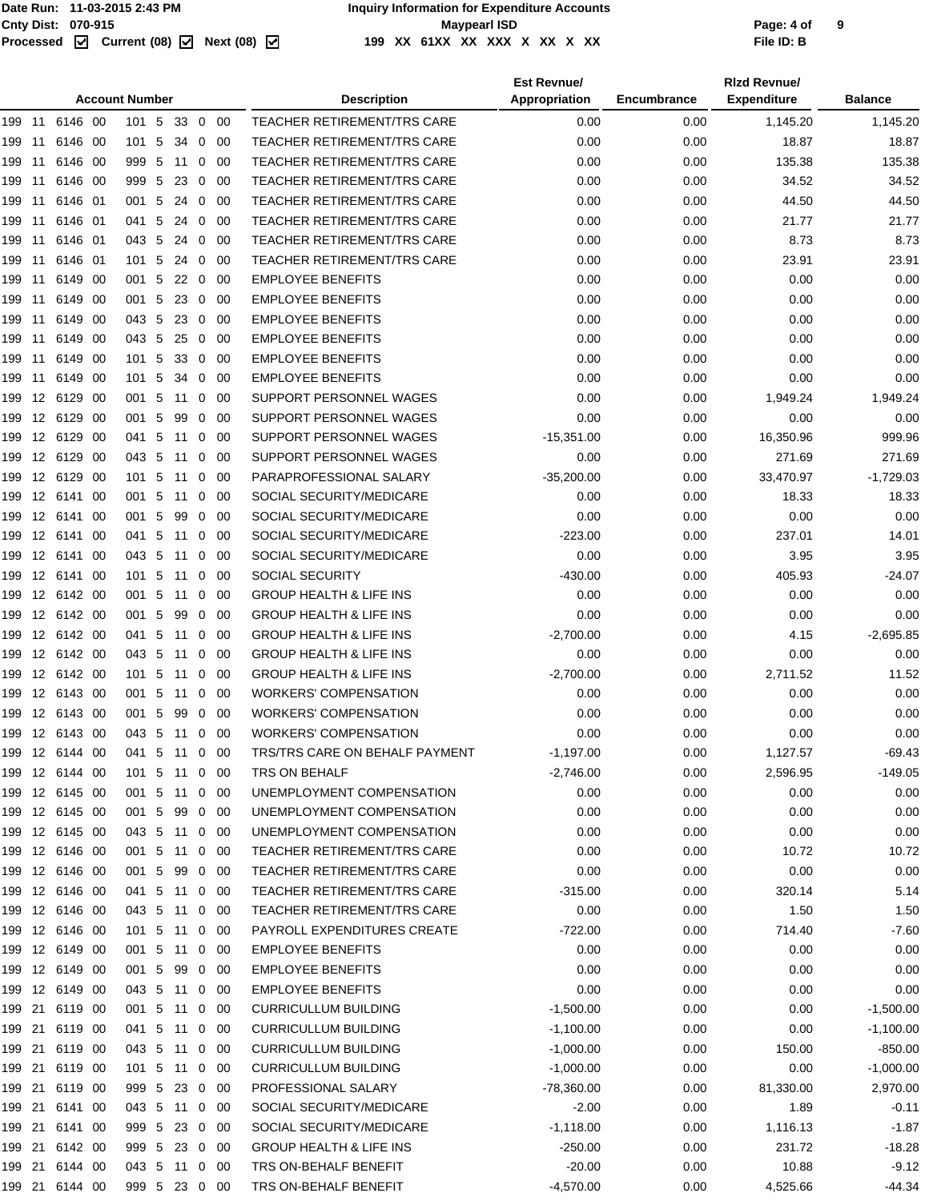| Account Number | Description | Est Revnue/ Appropriation | Encumbrance | Rlzd Revnue/ Expenditure | Balance |
|---|---|---|---|---|---|
| 199 11 6146 00 101 5 33 0 00 | TEACHER RETIREMENT/TRS CARE | 0.00 | 0.00 | 1,145.20 | 1,145.20 |
| 199 11 6146 00 101 5 34 0 00 | TEACHER RETIREMENT/TRS CARE | 0.00 | 0.00 | 18.87 | 18.87 |
| 199 11 6146 00 999 5 11 0 00 | TEACHER RETIREMENT/TRS CARE | 0.00 | 0.00 | 135.38 | 135.38 |
| 199 11 6146 00 999 5 23 0 00 | TEACHER RETIREMENT/TRS CARE | 0.00 | 0.00 | 34.52 | 34.52 |
| 199 11 6146 01 001 5 24 0 00 | TEACHER RETIREMENT/TRS CARE | 0.00 | 0.00 | 44.50 | 44.50 |
| 199 11 6146 01 041 5 24 0 00 | TEACHER RETIREMENT/TRS CARE | 0.00 | 0.00 | 21.77 | 21.77 |
| 199 11 6146 01 043 5 24 0 00 | TEACHER RETIREMENT/TRS CARE | 0.00 | 0.00 | 8.73 | 8.73 |
| 199 11 6146 01 101 5 24 0 00 | TEACHER RETIREMENT/TRS CARE | 0.00 | 0.00 | 23.91 | 23.91 |
| 199 11 6149 00 001 5 22 0 00 | EMPLOYEE BENEFITS | 0.00 | 0.00 | 0.00 | 0.00 |
| 199 11 6149 00 001 5 23 0 00 | EMPLOYEE BENEFITS | 0.00 | 0.00 | 0.00 | 0.00 |
| 199 11 6149 00 043 5 23 0 00 | EMPLOYEE BENEFITS | 0.00 | 0.00 | 0.00 | 0.00 |
| 199 11 6149 00 043 5 25 0 00 | EMPLOYEE BENEFITS | 0.00 | 0.00 | 0.00 | 0.00 |
| 199 11 6149 00 101 5 33 0 00 | EMPLOYEE BENEFITS | 0.00 | 0.00 | 0.00 | 0.00 |
| 199 11 6149 00 101 5 34 0 00 | EMPLOYEE BENEFITS | 0.00 | 0.00 | 0.00 | 0.00 |
| 199 12 6129 00 001 5 11 0 00 | SUPPORT PERSONNEL WAGES | 0.00 | 0.00 | 1,949.24 | 1,949.24 |
| 199 12 6129 00 001 5 99 0 00 | SUPPORT PERSONNEL WAGES | 0.00 | 0.00 | 0.00 | 0.00 |
| 199 12 6129 00 041 5 11 0 00 | SUPPORT PERSONNEL WAGES | -15,351.00 | 0.00 | 16,350.96 | 999.96 |
| 199 12 6129 00 043 5 11 0 00 | SUPPORT PERSONNEL WAGES | 0.00 | 0.00 | 271.69 | 271.69 |
| 199 12 6129 00 101 5 11 0 00 | PARAPROFESSIONAL SALARY | -35,200.00 | 0.00 | 33,470.97 | -1,729.03 |
| 199 12 6141 00 001 5 11 0 00 | SOCIAL SECURITY/MEDICARE | 0.00 | 0.00 | 18.33 | 18.33 |
| 199 12 6141 00 001 5 99 0 00 | SOCIAL SECURITY/MEDICARE | 0.00 | 0.00 | 0.00 | 0.00 |
| 199 12 6141 00 041 5 11 0 00 | SOCIAL SECURITY/MEDICARE | -223.00 | 0.00 | 237.01 | 14.01 |
| 199 12 6141 00 043 5 11 0 00 | SOCIAL SECURITY/MEDICARE | 0.00 | 0.00 | 3.95 | 3.95 |
| 199 12 6141 00 101 5 11 0 00 | SOCIAL SECURITY | -430.00 | 0.00 | 405.93 | -24.07 |
| 199 12 6142 00 001 5 11 0 00 | GROUP HEALTH & LIFE INS | 0.00 | 0.00 | 0.00 | 0.00 |
| 199 12 6142 00 001 5 99 0 00 | GROUP HEALTH & LIFE INS | 0.00 | 0.00 | 0.00 | 0.00 |
| 199 12 6142 00 041 5 11 0 00 | GROUP HEALTH & LIFE INS | -2,700.00 | 0.00 | 4.15 | -2,695.85 |
| 199 12 6142 00 043 5 11 0 00 | GROUP HEALTH & LIFE INS | 0.00 | 0.00 | 0.00 | 0.00 |
| 199 12 6142 00 101 5 11 0 00 | GROUP HEALTH & LIFE INS | -2,700.00 | 0.00 | 2,711.52 | 11.52 |
| 199 12 6143 00 001 5 11 0 00 | WORKERS' COMPENSATION | 0.00 | 0.00 | 0.00 | 0.00 |
| 199 12 6143 00 001 5 99 0 00 | WORKERS' COMPENSATION | 0.00 | 0.00 | 0.00 | 0.00 |
| 199 12 6143 00 043 5 11 0 00 | WORKERS' COMPENSATION | 0.00 | 0.00 | 0.00 | 0.00 |
| 199 12 6144 00 041 5 11 0 00 | TRS/TRS CARE ON BEHALF PAYMENT | -1,197.00 | 0.00 | 1,127.57 | -69.43 |
| 199 12 6144 00 101 5 11 0 00 | TRS ON BEHALF | -2,746.00 | 0.00 | 2,596.95 | -149.05 |
| 199 12 6145 00 001 5 11 0 00 | UNEMPLOYMENT COMPENSATION | 0.00 | 0.00 | 0.00 | 0.00 |
| 199 12 6145 00 001 5 99 0 00 | UNEMPLOYMENT COMPENSATION | 0.00 | 0.00 | 0.00 | 0.00 |
| 199 12 6145 00 043 5 11 0 00 | UNEMPLOYMENT COMPENSATION | 0.00 | 0.00 | 0.00 | 0.00 |
| 199 12 6146 00 001 5 11 0 00 | TEACHER RETIREMENT/TRS CARE | 0.00 | 0.00 | 10.72 | 10.72 |
| 199 12 6146 00 001 5 99 0 00 | TEACHER RETIREMENT/TRS CARE | 0.00 | 0.00 | 0.00 | 0.00 |
| 199 12 6146 00 041 5 11 0 00 | TEACHER RETIREMENT/TRS CARE | -315.00 | 0.00 | 320.14 | 5.14 |
| 199 12 6146 00 043 5 11 0 00 | TEACHER RETIREMENT/TRS CARE | 0.00 | 0.00 | 1.50 | 1.50 |
| 199 12 6146 00 101 5 11 0 00 | PAYROLL EXPENDITURES CREATE | -722.00 | 0.00 | 714.40 | -7.60 |
| 199 12 6149 00 001 5 11 0 00 | EMPLOYEE BENEFITS | 0.00 | 0.00 | 0.00 | 0.00 |
| 199 12 6149 00 001 5 99 0 00 | EMPLOYEE BENEFITS | 0.00 | 0.00 | 0.00 | 0.00 |
| 199 12 6149 00 043 5 11 0 00 | EMPLOYEE BENEFITS | 0.00 | 0.00 | 0.00 | 0.00 |
| 199 21 6119 00 001 5 11 0 00 | CURRICULLUM BUILDING | -1,500.00 | 0.00 | 0.00 | -1,500.00 |
| 199 21 6119 00 041 5 11 0 00 | CURRICULLUM BUILDING | -1,100.00 | 0.00 | 0.00 | -1,100.00 |
| 199 21 6119 00 043 5 11 0 00 | CURRICULLUM BUILDING | -1,000.00 | 0.00 | 150.00 | -850.00 |
| 199 21 6119 00 101 5 11 0 00 | CURRICULLUM BUILDING | -1,000.00 | 0.00 | 0.00 | -1,000.00 |
| 199 21 6119 00 999 5 23 0 00 | PROFESSIONAL SALARY | -78,360.00 | 0.00 | 81,330.00 | 2,970.00 |
| 199 21 6141 00 043 5 11 0 00 | SOCIAL SECURITY/MEDICARE | -2.00 | 0.00 | 1.89 | -0.11 |
| 199 21 6141 00 999 5 23 0 00 | SOCIAL SECURITY/MEDICARE | -1,118.00 | 0.00 | 1,116.13 | -1.87 |
| 199 21 6142 00 999 5 23 0 00 | GROUP HEALTH & LIFE INS | -250.00 | 0.00 | 231.72 | -18.28 |
| 199 21 6144 00 043 5 11 0 00 | TRS ON-BEHALF BENEFIT | -20.00 | 0.00 | 10.88 | -9.12 |
| 199 21 6144 00 999 5 23 0 00 | TRS ON-BEHALF BENEFIT | -4,570.00 | 0.00 | 4,525.66 | -44.34 |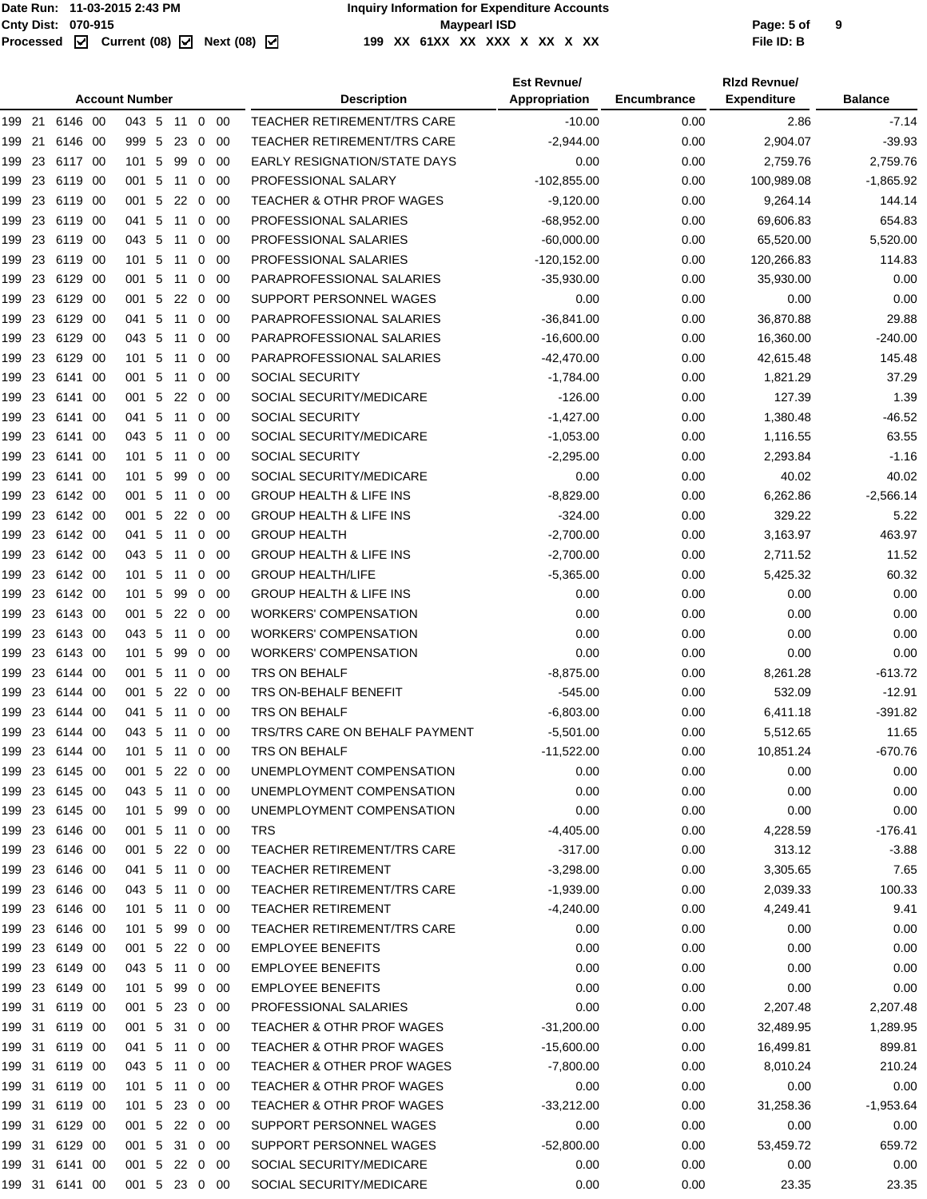| Account Number | Description | Est Revnue/ Appropriation | Encumbrance | Rlzd Revnue/ Expenditure | Balance |
|---|---|---|---|---|---|
| 199 21 6146 00 043 5 11 0 00 | TEACHER RETIREMENT/TRS CARE | -10.00 | 0.00 | 2.86 | -7.14 |
| 199 21 6146 00 999 5 23 0 00 | TEACHER RETIREMENT/TRS CARE | -2,944.00 | 0.00 | 2,904.07 | -39.93 |
| 199 23 6117 00 101 5 99 0 00 | EARLY RESIGNATION/STATE DAYS | 0.00 | 0.00 | 2,759.76 | 2,759.76 |
| 199 23 6119 00 001 5 11 0 00 | PROFESSIONAL SALARY | -102,855.00 | 0.00 | 100,989.08 | -1,865.92 |
| 199 23 6119 00 001 5 22 0 00 | TEACHER & OTHR PROF WAGES | -9,120.00 | 0.00 | 9,264.14 | 144.14 |
| 199 23 6119 00 041 5 11 0 00 | PROFESSIONAL SALARIES | -68,952.00 | 0.00 | 69,606.83 | 654.83 |
| 199 23 6119 00 043 5 11 0 00 | PROFESSIONAL SALARIES | -60,000.00 | 0.00 | 65,520.00 | 5,520.00 |
| 199 23 6119 00 101 5 11 0 00 | PROFESSIONAL SALARIES | -120,152.00 | 0.00 | 120,266.83 | 114.83 |
| 199 23 6129 00 001 5 11 0 00 | PARAPROFESSIONAL SALARIES | -35,930.00 | 0.00 | 35,930.00 | 0.00 |
| 199 23 6129 00 001 5 22 0 00 | SUPPORT PERSONNEL WAGES | 0.00 | 0.00 | 0.00 | 0.00 |
| 199 23 6129 00 041 5 11 0 00 | PARAPROFESSIONAL SALARIES | -36,841.00 | 0.00 | 36,870.88 | 29.88 |
| 199 23 6129 00 043 5 11 0 00 | PARAPROFESSIONAL SALARIES | -16,600.00 | 0.00 | 16,360.00 | -240.00 |
| 199 23 6129 00 101 5 11 0 00 | PARAPROFESSIONAL SALARIES | -42,470.00 | 0.00 | 42,615.48 | 145.48 |
| 199 23 6141 00 001 5 11 0 00 | SOCIAL SECURITY | -1,784.00 | 0.00 | 1,821.29 | 37.29 |
| 199 23 6141 00 001 5 22 0 00 | SOCIAL SECURITY/MEDICARE | -126.00 | 0.00 | 127.39 | 1.39 |
| 199 23 6141 00 041 5 11 0 00 | SOCIAL SECURITY | -1,427.00 | 0.00 | 1,380.48 | -46.52 |
| 199 23 6141 00 043 5 11 0 00 | SOCIAL SECURITY/MEDICARE | -1,053.00 | 0.00 | 1,116.55 | 63.55 |
| 199 23 6141 00 101 5 11 0 00 | SOCIAL SECURITY | -2,295.00 | 0.00 | 2,293.84 | -1.16 |
| 199 23 6141 00 101 5 99 0 00 | SOCIAL SECURITY/MEDICARE | 0.00 | 0.00 | 40.02 | 40.02 |
| 199 23 6142 00 001 5 11 0 00 | GROUP HEALTH & LIFE INS | -8,829.00 | 0.00 | 6,262.86 | -2,566.14 |
| 199 23 6142 00 001 5 22 0 00 | GROUP HEALTH & LIFE INS | -324.00 | 0.00 | 329.22 | 5.22 |
| 199 23 6142 00 041 5 11 0 00 | GROUP HEALTH | -2,700.00 | 0.00 | 3,163.97 | 463.97 |
| 199 23 6142 00 043 5 11 0 00 | GROUP HEALTH & LIFE INS | -2,700.00 | 0.00 | 2,711.52 | 11.52 |
| 199 23 6142 00 101 5 11 0 00 | GROUP HEALTH/LIFE | -5,365.00 | 0.00 | 5,425.32 | 60.32 |
| 199 23 6142 00 101 5 99 0 00 | GROUP HEALTH & LIFE INS | 0.00 | 0.00 | 0.00 | 0.00 |
| 199 23 6143 00 001 5 22 0 00 | WORKERS' COMPENSATION | 0.00 | 0.00 | 0.00 | 0.00 |
| 199 23 6143 00 043 5 11 0 00 | WORKERS' COMPENSATION | 0.00 | 0.00 | 0.00 | 0.00 |
| 199 23 6143 00 101 5 99 0 00 | WORKERS' COMPENSATION | 0.00 | 0.00 | 0.00 | 0.00 |
| 199 23 6144 00 001 5 11 0 00 | TRS ON BEHALF | -8,875.00 | 0.00 | 8,261.28 | -613.72 |
| 199 23 6144 00 001 5 22 0 00 | TRS ON-BEHALF BENEFIT | -545.00 | 0.00 | 532.09 | -12.91 |
| 199 23 6144 00 041 5 11 0 00 | TRS ON BEHALF | -6,803.00 | 0.00 | 6,411.18 | -391.82 |
| 199 23 6144 00 043 5 11 0 00 | TRS/TRS CARE ON BEHALF PAYMENT | -5,501.00 | 0.00 | 5,512.65 | 11.65 |
| 199 23 6144 00 101 5 11 0 00 | TRS ON BEHALF | -11,522.00 | 0.00 | 10,851.24 | -670.76 |
| 199 23 6145 00 001 5 22 0 00 | UNEMPLOYMENT COMPENSATION | 0.00 | 0.00 | 0.00 | 0.00 |
| 199 23 6145 00 043 5 11 0 00 | UNEMPLOYMENT COMPENSATION | 0.00 | 0.00 | 0.00 | 0.00 |
| 199 23 6145 00 101 5 99 0 00 | UNEMPLOYMENT COMPENSATION | 0.00 | 0.00 | 0.00 | 0.00 |
| 199 23 6146 00 001 5 11 0 00 | TRS | -4,405.00 | 0.00 | 4,228.59 | -176.41 |
| 199 23 6146 00 001 5 22 0 00 | TEACHER RETIREMENT/TRS CARE | -317.00 | 0.00 | 313.12 | -3.88 |
| 199 23 6146 00 041 5 11 0 00 | TEACHER RETIREMENT | -3,298.00 | 0.00 | 3,305.65 | 7.65 |
| 199 23 6146 00 043 5 11 0 00 | TEACHER RETIREMENT/TRS CARE | -1,939.00 | 0.00 | 2,039.33 | 100.33 |
| 199 23 6146 00 101 5 11 0 00 | TEACHER RETIREMENT | -4,240.00 | 0.00 | 4,249.41 | 9.41 |
| 199 23 6146 00 101 5 99 0 00 | TEACHER RETIREMENT/TRS CARE | 0.00 | 0.00 | 0.00 | 0.00 |
| 199 23 6149 00 001 5 22 0 00 | EMPLOYEE BENEFITS | 0.00 | 0.00 | 0.00 | 0.00 |
| 199 23 6149 00 043 5 11 0 00 | EMPLOYEE BENEFITS | 0.00 | 0.00 | 0.00 | 0.00 |
| 199 23 6149 00 101 5 99 0 00 | EMPLOYEE BENEFITS | 0.00 | 0.00 | 0.00 | 0.00 |
| 199 31 6119 00 001 5 23 0 00 | PROFESSIONAL SALARIES | 0.00 | 0.00 | 2,207.48 | 2,207.48 |
| 199 31 6119 00 001 5 31 0 00 | TEACHER & OTHR PROF WAGES | -31,200.00 | 0.00 | 32,489.95 | 1,289.95 |
| 199 31 6119 00 041 5 11 0 00 | TEACHER & OTHR PROF WAGES | -15,600.00 | 0.00 | 16,499.81 | 899.81 |
| 199 31 6119 00 043 5 11 0 00 | TEACHER & OTHER PROF WAGES | -7,800.00 | 0.00 | 8,010.24 | 210.24 |
| 199 31 6119 00 101 5 11 0 00 | TEACHER & OTHR PROF WAGES | 0.00 | 0.00 | 0.00 | 0.00 |
| 199 31 6119 00 101 5 23 0 00 | TEACHER & OTHR PROF WAGES | -33,212.00 | 0.00 | 31,258.36 | -1,953.64 |
| 199 31 6129 00 001 5 22 0 00 | SUPPORT PERSONNEL WAGES | 0.00 | 0.00 | 0.00 | 0.00 |
| 199 31 6129 00 001 5 31 0 00 | SUPPORT PERSONNEL WAGES | -52,800.00 | 0.00 | 53,459.72 | 659.72 |
| 199 31 6141 00 001 5 22 0 00 | SOCIAL SECURITY/MEDICARE | 0.00 | 0.00 | 0.00 | 0.00 |
| 199 31 6141 00 001 5 23 0 00 | SOCIAL SECURITY/MEDICARE | 0.00 | 0.00 | 23.35 | 23.35 |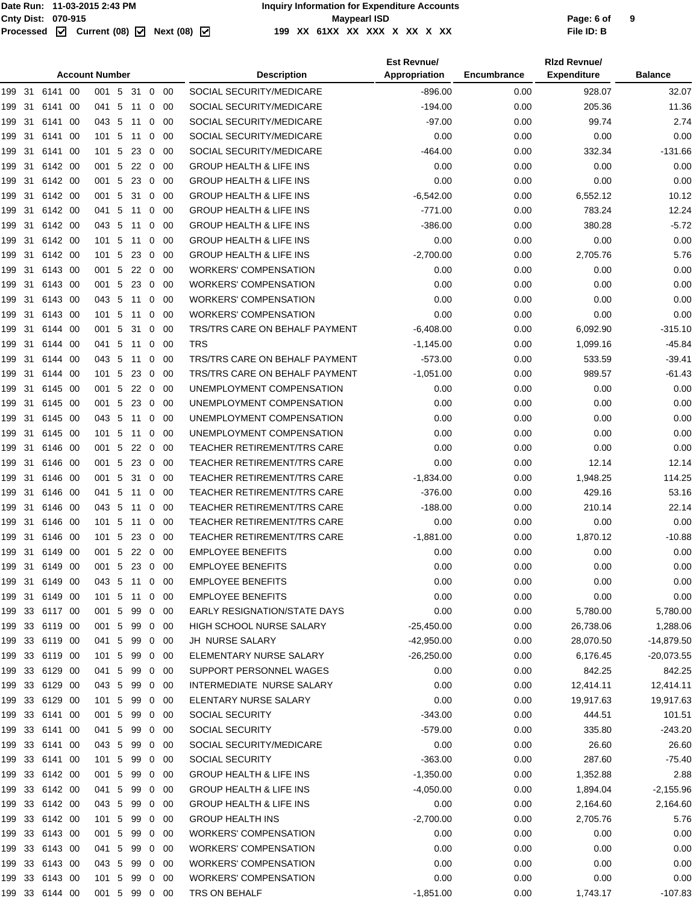Date Run: 11-03-2015 2:43 PM
Cnty Dist: 070-915
Processed ☑ Current (08) ☑ Next (08) ☑

**Inquiry Information for Expenditure Accounts**
**Maypearl ISD**
199 XX 61XX XX XXX X XX X XX

File ID: B

| Account Number | Description | Est Revnue/ Appropriation | Encumbrance | Rlzd Revnue/ Expenditure | Balance |
|---|---|---|---|---|---|
| 199 31 6141 00 001 5 31 0 00 | SOCIAL SECURITY/MEDICARE | -896.00 | 0.00 | 928.07 | 32.07 |
| 199 31 6141 00 041 5 11 0 00 | SOCIAL SECURITY/MEDICARE | -194.00 | 0.00 | 205.36 | 11.36 |
| 199 31 6141 00 043 5 11 0 00 | SOCIAL SECURITY/MEDICARE | -97.00 | 0.00 | 99.74 | 2.74 |
| 199 31 6141 00 101 5 11 0 00 | SOCIAL SECURITY/MEDICARE | 0.00 | 0.00 | 0.00 | 0.00 |
| 199 31 6141 00 101 5 23 0 00 | SOCIAL SECURITY/MEDICARE | -464.00 | 0.00 | 332.34 | -131.66 |
| 199 31 6142 00 001 5 22 0 00 | GROUP HEALTH & LIFE INS | 0.00 | 0.00 | 0.00 | 0.00 |
| 199 31 6142 00 001 5 23 0 00 | GROUP HEALTH & LIFE INS | 0.00 | 0.00 | 0.00 | 0.00 |
| 199 31 6142 00 001 5 31 0 00 | GROUP HEALTH & LIFE INS | -6,542.00 | 0.00 | 6,552.12 | 10.12 |
| 199 31 6142 00 041 5 11 0 00 | GROUP HEALTH & LIFE INS | -771.00 | 0.00 | 783.24 | 12.24 |
| 199 31 6142 00 043 5 11 0 00 | GROUP HEALTH & LIFE INS | -386.00 | 0.00 | 380.28 | -5.72 |
| 199 31 6142 00 101 5 11 0 00 | GROUP HEALTH & LIFE INS | 0.00 | 0.00 | 0.00 | 0.00 |
| 199 31 6142 00 101 5 23 0 00 | GROUP HEALTH & LIFE INS | -2,700.00 | 0.00 | 2,705.76 | 5.76 |
| 199 31 6143 00 001 5 22 0 00 | WORKERS' COMPENSATION | 0.00 | 0.00 | 0.00 | 0.00 |
| 199 31 6143 00 001 5 23 0 00 | WORKERS' COMPENSATION | 0.00 | 0.00 | 0.00 | 0.00 |
| 199 31 6143 00 043 5 11 0 00 | WORKERS' COMPENSATION | 0.00 | 0.00 | 0.00 | 0.00 |
| 199 31 6143 00 101 5 11 0 00 | WORKERS' COMPENSATION | 0.00 | 0.00 | 0.00 | 0.00 |
| 199 31 6144 00 001 5 31 0 00 | TRS/TRS CARE ON BEHALF PAYMENT | -6,408.00 | 0.00 | 6,092.90 | -315.10 |
| 199 31 6144 00 041 5 11 0 00 | TRS | -1,145.00 | 0.00 | 1,099.16 | -45.84 |
| 199 31 6144 00 043 5 11 0 00 | TRS/TRS CARE ON BEHALF PAYMENT | -573.00 | 0.00 | 533.59 | -39.41 |
| 199 31 6144 00 101 5 23 0 00 | TRS/TRS CARE ON BEHALF PAYMENT | -1,051.00 | 0.00 | 989.57 | -61.43 |
| 199 31 6145 00 001 5 22 0 00 | UNEMPLOYMENT COMPENSATION | 0.00 | 0.00 | 0.00 | 0.00 |
| 199 31 6145 00 001 5 23 0 00 | UNEMPLOYMENT COMPENSATION | 0.00 | 0.00 | 0.00 | 0.00 |
| 199 31 6145 00 043 5 11 0 00 | UNEMPLOYMENT COMPENSATION | 0.00 | 0.00 | 0.00 | 0.00 |
| 199 31 6145 00 101 5 11 0 00 | UNEMPLOYMENT COMPENSATION | 0.00 | 0.00 | 0.00 | 0.00 |
| 199 31 6146 00 001 5 22 0 00 | TEACHER RETIREMENT/TRS CARE | 0.00 | 0.00 | 0.00 | 0.00 |
| 199 31 6146 00 001 5 23 0 00 | TEACHER RETIREMENT/TRS CARE | 0.00 | 0.00 | 12.14 | 12.14 |
| 199 31 6146 00 001 5 31 0 00 | TEACHER RETIREMENT/TRS CARE | -1,834.00 | 0.00 | 1,948.25 | 114.25 |
| 199 31 6146 00 041 5 11 0 00 | TEACHER RETIREMENT/TRS CARE | -376.00 | 0.00 | 429.16 | 53.16 |
| 199 31 6146 00 043 5 11 0 00 | TEACHER RETIREMENT/TRS CARE | -188.00 | 0.00 | 210.14 | 22.14 |
| 199 31 6146 00 101 5 11 0 00 | TEACHER RETIREMENT/TRS CARE | 0.00 | 0.00 | 0.00 | 0.00 |
| 199 31 6146 00 101 5 23 0 00 | TEACHER RETIREMENT/TRS CARE | -1,881.00 | 0.00 | 1,870.12 | -10.88 |
| 199 31 6149 00 001 5 22 0 00 | EMPLOYEE BENEFITS | 0.00 | 0.00 | 0.00 | 0.00 |
| 199 31 6149 00 001 5 23 0 00 | EMPLOYEE BENEFITS | 0.00 | 0.00 | 0.00 | 0.00 |
| 199 31 6149 00 043 5 11 0 00 | EMPLOYEE BENEFITS | 0.00 | 0.00 | 0.00 | 0.00 |
| 199 31 6149 00 101 5 11 0 00 | EMPLOYEE BENEFITS | 0.00 | 0.00 | 0.00 | 0.00 |
| 199 33 6117 00 001 5 99 0 00 | EARLY RESIGNATION/STATE DAYS | 0.00 | 0.00 | 5,780.00 | 5,780.00 |
| 199 33 6119 00 001 5 99 0 00 | HIGH SCHOOL NURSE SALARY | -25,450.00 | 0.00 | 26,738.06 | 1,288.06 |
| 199 33 6119 00 041 5 99 0 00 | JH NURSE SALARY | -42,950.00 | 0.00 | 28,070.50 | -14,879.50 |
| 199 33 6119 00 101 5 99 0 00 | ELEMENTARY NURSE SALARY | -26,250.00 | 0.00 | 6,176.45 | -20,073.55 |
| 199 33 6129 00 041 5 99 0 00 | SUPPORT PERSONNEL WAGES | 0.00 | 0.00 | 842.25 | 842.25 |
| 199 33 6129 00 043 5 99 0 00 | INTERMEDIATE NURSE SALARY | 0.00 | 0.00 | 12,414.11 | 12,414.11 |
| 199 33 6129 00 101 5 99 0 00 | ELENTARY NURSE SALARY | 0.00 | 0.00 | 19,917.63 | 19,917.63 |
| 199 33 6141 00 001 5 99 0 00 | SOCIAL SECURITY | -343.00 | 0.00 | 444.51 | 101.51 |
| 199 33 6141 00 041 5 99 0 00 | SOCIAL SECURITY | -579.00 | 0.00 | 335.80 | -243.20 |
| 199 33 6141 00 043 5 99 0 00 | SOCIAL SECURITY/MEDICARE | 0.00 | 0.00 | 26.60 | 26.60 |
| 199 33 6141 00 101 5 99 0 00 | SOCIAL SECURITY | -363.00 | 0.00 | 287.60 | -75.40 |
| 199 33 6142 00 001 5 99 0 00 | GROUP HEALTH & LIFE INS | -1,350.00 | 0.00 | 1,352.88 | 2.88 |
| 199 33 6142 00 041 5 99 0 00 | GROUP HEALTH & LIFE INS | -4,050.00 | 0.00 | 1,894.04 | -2,155.96 |
| 199 33 6142 00 043 5 99 0 00 | GROUP HEALTH & LIFE INS | 0.00 | 0.00 | 2,164.60 | 2,164.60 |
| 199 33 6142 00 101 5 99 0 00 | GROUP HEALTH INS | -2,700.00 | 0.00 | 2,705.76 | 5.76 |
| 199 33 6143 00 001 5 99 0 00 | WORKERS' COMPENSATION | 0.00 | 0.00 | 0.00 | 0.00 |
| 199 33 6143 00 041 5 99 0 00 | WORKERS' COMPENSATION | 0.00 | 0.00 | 0.00 | 0.00 |
| 199 33 6143 00 043 5 99 0 00 | WORKERS' COMPENSATION | 0.00 | 0.00 | 0.00 | 0.00 |
| 199 33 6143 00 101 5 99 0 00 | WORKERS' COMPENSATION | 0.00 | 0.00 | 0.00 | 0.00 |
| 199 33 6144 00 001 5 99 0 00 | TRS ON BEHALF | -1,851.00 | 0.00 | 1,743.17 | -107.83 |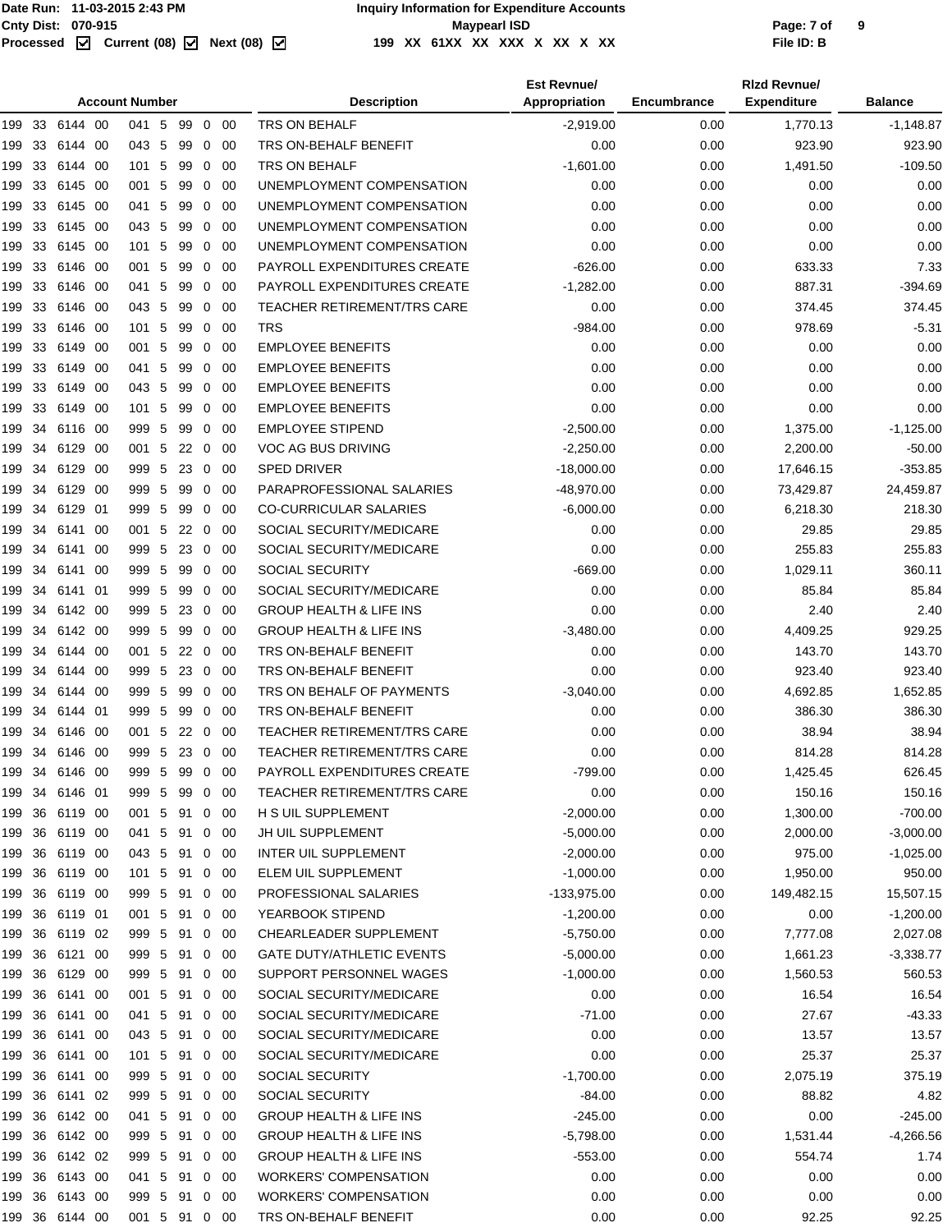| Account Number | Description | Est Revnue/ Appropriation | Encumbrance | Rlzd Revnue/ Expenditure | Balance |
|---|---|---|---|---|---|
| 199 33 6144 00 041 5 99 0 00 | TRS ON BEHALF | -2,919.00 | 0.00 | 1,770.13 | -1,148.87 |
| 199 33 6144 00 043 5 99 0 00 | TRS ON-BEHALF BENEFIT | 0.00 | 0.00 | 923.90 | 923.90 |
| 199 33 6144 00 101 5 99 0 00 | TRS ON BEHALF | -1,601.00 | 0.00 | 1,491.50 | -109.50 |
| 199 33 6145 00 001 5 99 0 00 | UNEMPLOYMENT COMPENSATION | 0.00 | 0.00 | 0.00 | 0.00 |
| 199 33 6145 00 041 5 99 0 00 | UNEMPLOYMENT COMPENSATION | 0.00 | 0.00 | 0.00 | 0.00 |
| 199 33 6145 00 043 5 99 0 00 | UNEMPLOYMENT COMPENSATION | 0.00 | 0.00 | 0.00 | 0.00 |
| 199 33 6145 00 101 5 99 0 00 | UNEMPLOYMENT COMPENSATION | 0.00 | 0.00 | 0.00 | 0.00 |
| 199 33 6146 00 001 5 99 0 00 | PAYROLL EXPENDITURES CREATE | -626.00 | 0.00 | 633.33 | 7.33 |
| 199 33 6146 00 041 5 99 0 00 | PAYROLL EXPENDITURES CREATE | -1,282.00 | 0.00 | 887.31 | -394.69 |
| 199 33 6146 00 043 5 99 0 00 | TEACHER RETIREMENT/TRS CARE | 0.00 | 0.00 | 374.45 | 374.45 |
| 199 33 6146 00 101 5 99 0 00 | TRS | -984.00 | 0.00 | 978.69 | -5.31 |
| 199 33 6149 00 001 5 99 0 00 | EMPLOYEE BENEFITS | 0.00 | 0.00 | 0.00 | 0.00 |
| 199 33 6149 00 041 5 99 0 00 | EMPLOYEE BENEFITS | 0.00 | 0.00 | 0.00 | 0.00 |
| 199 33 6149 00 043 5 99 0 00 | EMPLOYEE BENEFITS | 0.00 | 0.00 | 0.00 | 0.00 |
| 199 33 6149 00 101 5 99 0 00 | EMPLOYEE BENEFITS | 0.00 | 0.00 | 0.00 | 0.00 |
| 199 34 6116 00 999 5 99 0 00 | EMPLOYEE STIPEND | -2,500.00 | 0.00 | 1,375.00 | -1,125.00 |
| 199 34 6129 00 001 5 22 0 00 | VOC AG BUS DRIVING | -2,250.00 | 0.00 | 2,200.00 | -50.00 |
| 199 34 6129 00 999 5 23 0 00 | SPED DRIVER | -18,000.00 | 0.00 | 17,646.15 | -353.85 |
| 199 34 6129 00 999 5 99 0 00 | PARAPROFESSIONAL SALARIES | -48,970.00 | 0.00 | 73,429.87 | 24,459.87 |
| 199 34 6129 01 999 5 99 0 00 | CO-CURRICULAR SALARIES | -6,000.00 | 0.00 | 6,218.30 | 218.30 |
| 199 34 6141 00 001 5 22 0 00 | SOCIAL SECURITY/MEDICARE | 0.00 | 0.00 | 29.85 | 29.85 |
| 199 34 6141 00 999 5 23 0 00 | SOCIAL SECURITY/MEDICARE | 0.00 | 0.00 | 255.83 | 255.83 |
| 199 34 6141 00 999 5 99 0 00 | SOCIAL SECURITY | -669.00 | 0.00 | 1,029.11 | 360.11 |
| 199 34 6141 01 999 5 99 0 00 | SOCIAL SECURITY/MEDICARE | 0.00 | 0.00 | 85.84 | 85.84 |
| 199 34 6142 00 999 5 23 0 00 | GROUP HEALTH & LIFE INS | 0.00 | 0.00 | 2.40 | 2.40 |
| 199 34 6142 00 999 5 99 0 00 | GROUP HEALTH & LIFE INS | -3,480.00 | 0.00 | 4,409.25 | 929.25 |
| 199 34 6144 00 001 5 22 0 00 | TRS ON-BEHALF BENEFIT | 0.00 | 0.00 | 143.70 | 143.70 |
| 199 34 6144 00 999 5 23 0 00 | TRS ON-BEHALF BENEFIT | 0.00 | 0.00 | 923.40 | 923.40 |
| 199 34 6144 00 999 5 99 0 00 | TRS ON BEHALF OF PAYMENTS | -3,040.00 | 0.00 | 4,692.85 | 1,652.85 |
| 199 34 6144 01 999 5 99 0 00 | TRS ON-BEHALF BENEFIT | 0.00 | 0.00 | 386.30 | 386.30 |
| 199 34 6146 00 001 5 22 0 00 | TEACHER RETIREMENT/TRS CARE | 0.00 | 0.00 | 38.94 | 38.94 |
| 199 34 6146 00 999 5 23 0 00 | TEACHER RETIREMENT/TRS CARE | 0.00 | 0.00 | 814.28 | 814.28 |
| 199 34 6146 00 999 5 99 0 00 | PAYROLL EXPENDITURES CREATE | -799.00 | 0.00 | 1,425.45 | 626.45 |
| 199 34 6146 01 999 5 99 0 00 | TEACHER RETIREMENT/TRS CARE | 0.00 | 0.00 | 150.16 | 150.16 |
| 199 36 6119 00 001 5 91 0 00 | H S UIL SUPPLEMENT | -2,000.00 | 0.00 | 1,300.00 | -700.00 |
| 199 36 6119 00 041 5 91 0 00 | JH UIL SUPPLEMENT | -5,000.00 | 0.00 | 2,000.00 | -3,000.00 |
| 199 36 6119 00 043 5 91 0 00 | INTER UIL SUPPLEMENT | -2,000.00 | 0.00 | 975.00 | -1,025.00 |
| 199 36 6119 00 101 5 91 0 00 | ELEM UIL SUPPLEMENT | -1,000.00 | 0.00 | 1,950.00 | 950.00 |
| 199 36 6119 00 999 5 91 0 00 | PROFESSIONAL SALARIES | -133,975.00 | 0.00 | 149,482.15 | 15,507.15 |
| 199 36 6119 01 001 5 91 0 00 | YEARBOOK STIPEND | -1,200.00 | 0.00 | 0.00 | -1,200.00 |
| 199 36 6119 02 999 5 91 0 00 | CHEARLEADER SUPPLEMENT | -5,750.00 | 0.00 | 7,777.08 | 2,027.08 |
| 199 36 6121 00 999 5 91 0 00 | GATE DUTY/ATHLETIC EVENTS | -5,000.00 | 0.00 | 1,661.23 | -3,338.77 |
| 199 36 6129 00 999 5 91 0 00 | SUPPORT PERSONNEL WAGES | -1,000.00 | 0.00 | 1,560.53 | 560.53 |
| 199 36 6141 00 001 5 91 0 00 | SOCIAL SECURITY/MEDICARE | 0.00 | 0.00 | 16.54 | 16.54 |
| 199 36 6141 00 041 5 91 0 00 | SOCIAL SECURITY/MEDICARE | -71.00 | 0.00 | 27.67 | -43.33 |
| 199 36 6141 00 043 5 91 0 00 | SOCIAL SECURITY/MEDICARE | 0.00 | 0.00 | 13.57 | 13.57 |
| 199 36 6141 00 101 5 91 0 00 | SOCIAL SECURITY/MEDICARE | 0.00 | 0.00 | 25.37 | 25.37 |
| 199 36 6141 00 999 5 91 0 00 | SOCIAL SECURITY | -1,700.00 | 0.00 | 2,075.19 | 375.19 |
| 199 36 6141 02 999 5 91 0 00 | SOCIAL SECURITY | -84.00 | 0.00 | 88.82 | 4.82 |
| 199 36 6142 00 041 5 91 0 00 | GROUP HEALTH & LIFE INS | -245.00 | 0.00 | 0.00 | -245.00 |
| 199 36 6142 00 999 5 91 0 00 | GROUP HEALTH & LIFE INS | -5,798.00 | 0.00 | 1,531.44 | -4,266.56 |
| 199 36 6142 02 999 5 91 0 00 | GROUP HEALTH & LIFE INS | -553.00 | 0.00 | 554.74 | 1.74 |
| 199 36 6143 00 041 5 91 0 00 | WORKERS' COMPENSATION | 0.00 | 0.00 | 0.00 | 0.00 |
| 199 36 6143 00 999 5 91 0 00 | WORKERS' COMPENSATION | 0.00 | 0.00 | 0.00 | 0.00 |
| 199 36 6144 00 001 5 91 0 00 | TRS ON-BEHALF BENEFIT | 0.00 | 0.00 | 92.25 | 92.25 |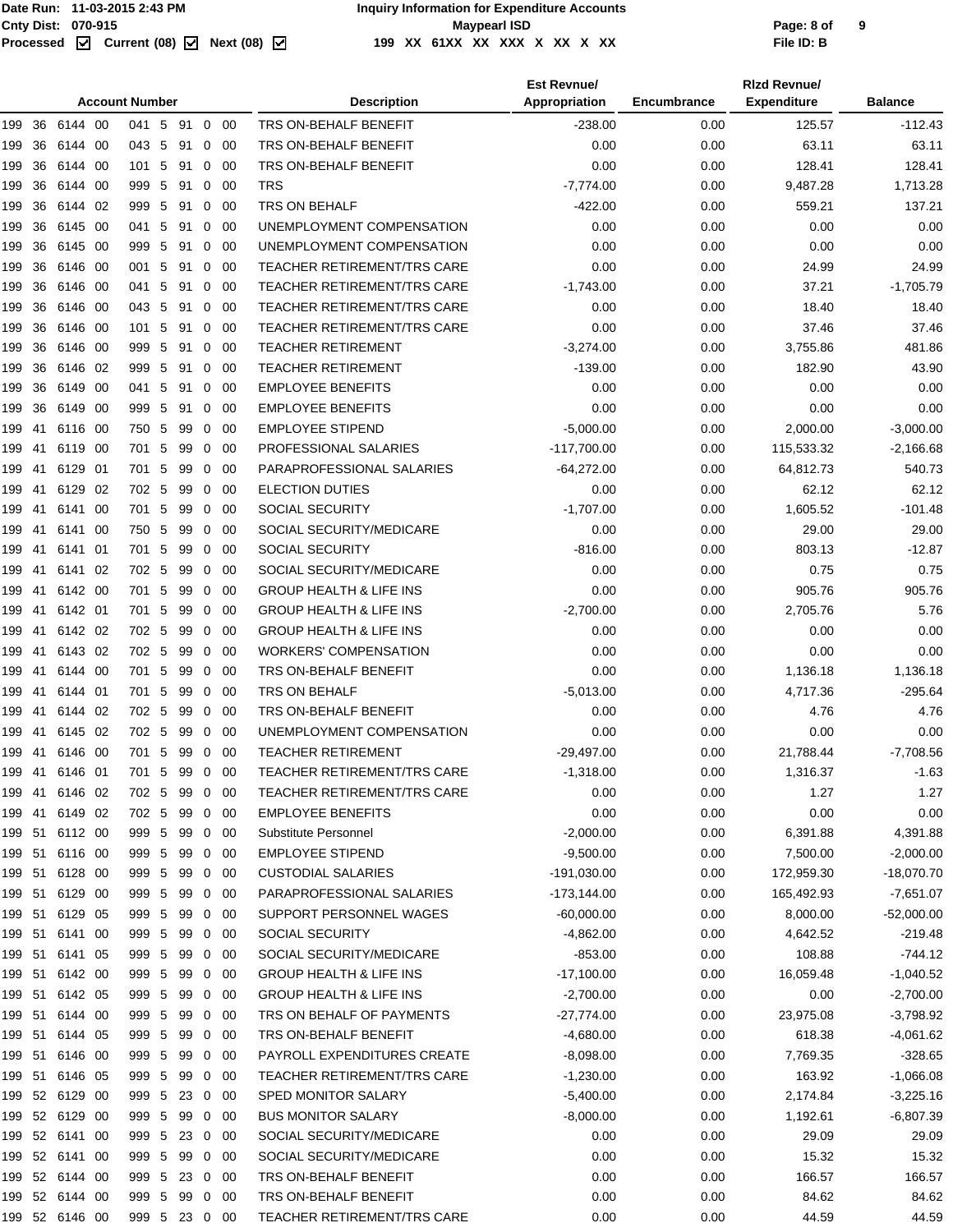| Account Number | Description | Est Revnue/ Appropriation | Encumbrance | Rlzd Revnue/ Expenditure | Balance |
|---|---|---|---|---|---|
| 199 36 6144 00 041 5 91 0 00 | TRS ON-BEHALF BENEFIT | -238.00 | 0.00 | 125.57 | -112.43 |
| 199 36 6144 00 043 5 91 0 00 | TRS ON-BEHALF BENEFIT | 0.00 | 0.00 | 63.11 | 63.11 |
| 199 36 6144 00 101 5 91 0 00 | TRS ON-BEHALF BENEFIT | 0.00 | 0.00 | 128.41 | 128.41 |
| 199 36 6144 00 999 5 91 0 00 | TRS | -7,774.00 | 0.00 | 9,487.28 | 1,713.28 |
| 199 36 6144 02 999 5 91 0 00 | TRS ON BEHALF | -422.00 | 0.00 | 559.21 | 137.21 |
| 199 36 6145 00 041 5 91 0 00 | UNEMPLOYMENT COMPENSATION | 0.00 | 0.00 | 0.00 | 0.00 |
| 199 36 6145 00 999 5 91 0 00 | UNEMPLOYMENT COMPENSATION | 0.00 | 0.00 | 0.00 | 0.00 |
| 199 36 6146 00 001 5 91 0 00 | TEACHER RETIREMENT/TRS CARE | 0.00 | 0.00 | 24.99 | 24.99 |
| 199 36 6146 00 041 5 91 0 00 | TEACHER RETIREMENT/TRS CARE | -1,743.00 | 0.00 | 37.21 | -1,705.79 |
| 199 36 6146 00 043 5 91 0 00 | TEACHER RETIREMENT/TRS CARE | 0.00 | 0.00 | 18.40 | 18.40 |
| 199 36 6146 00 101 5 91 0 00 | TEACHER RETIREMENT/TRS CARE | 0.00 | 0.00 | 37.46 | 37.46 |
| 199 36 6146 00 999 5 91 0 00 | TEACHER RETIREMENT | -3,274.00 | 0.00 | 3,755.86 | 481.86 |
| 199 36 6146 02 999 5 91 0 00 | TEACHER RETIREMENT | -139.00 | 0.00 | 182.90 | 43.90 |
| 199 36 6149 00 041 5 91 0 00 | EMPLOYEE BENEFITS | 0.00 | 0.00 | 0.00 | 0.00 |
| 199 36 6149 00 999 5 91 0 00 | EMPLOYEE BENEFITS | 0.00 | 0.00 | 0.00 | 0.00 |
| 199 41 6116 00 750 5 99 0 00 | EMPLOYEE STIPEND | -5,000.00 | 0.00 | 2,000.00 | -3,000.00 |
| 199 41 6119 00 701 5 99 0 00 | PROFESSIONAL SALARIES | -117,700.00 | 0.00 | 115,533.32 | -2,166.68 |
| 199 41 6129 01 701 5 99 0 00 | PARAPROFESSIONAL SALARIES | -64,272.00 | 0.00 | 64,812.73 | 540.73 |
| 199 41 6129 02 702 5 99 0 00 | ELECTION DUTIES | 0.00 | 0.00 | 62.12 | 62.12 |
| 199 41 6141 00 701 5 99 0 00 | SOCIAL SECURITY | -1,707.00 | 0.00 | 1,605.52 | -101.48 |
| 199 41 6141 00 750 5 99 0 00 | SOCIAL SECURITY/MEDICARE | 0.00 | 0.00 | 29.00 | 29.00 |
| 199 41 6141 01 701 5 99 0 00 | SOCIAL SECURITY | -816.00 | 0.00 | 803.13 | -12.87 |
| 199 41 6141 02 702 5 99 0 00 | SOCIAL SECURITY/MEDICARE | 0.00 | 0.00 | 0.75 | 0.75 |
| 199 41 6142 00 701 5 99 0 00 | GROUP HEALTH & LIFE INS | 0.00 | 0.00 | 905.76 | 905.76 |
| 199 41 6142 01 701 5 99 0 00 | GROUP HEALTH & LIFE INS | -2,700.00 | 0.00 | 2,705.76 | 5.76 |
| 199 41 6142 02 702 5 99 0 00 | GROUP HEALTH & LIFE INS | 0.00 | 0.00 | 0.00 | 0.00 |
| 199 41 6143 02 702 5 99 0 00 | WORKERS' COMPENSATION | 0.00 | 0.00 | 0.00 | 0.00 |
| 199 41 6144 00 701 5 99 0 00 | TRS ON-BEHALF BENEFIT | 0.00 | 0.00 | 1,136.18 | 1,136.18 |
| 199 41 6144 01 701 5 99 0 00 | TRS ON BEHALF | -5,013.00 | 0.00 | 4,717.36 | -295.64 |
| 199 41 6144 02 702 5 99 0 00 | TRS ON-BEHALF BENEFIT | 0.00 | 0.00 | 4.76 | 4.76 |
| 199 41 6145 02 702 5 99 0 00 | UNEMPLOYMENT COMPENSATION | 0.00 | 0.00 | 0.00 | 0.00 |
| 199 41 6146 00 701 5 99 0 00 | TEACHER RETIREMENT | -29,497.00 | 0.00 | 21,788.44 | -7,708.56 |
| 199 41 6146 01 701 5 99 0 00 | TEACHER RETIREMENT/TRS CARE | -1,318.00 | 0.00 | 1,316.37 | -1.63 |
| 199 41 6146 02 702 5 99 0 00 | TEACHER RETIREMENT/TRS CARE | 0.00 | 0.00 | 1.27 | 1.27 |
| 199 41 6149 02 702 5 99 0 00 | EMPLOYEE BENEFITS | 0.00 | 0.00 | 0.00 | 0.00 |
| 199 51 6112 00 999 5 99 0 00 | Substitute Personnel | -2,000.00 | 0.00 | 6,391.88 | 4,391.88 |
| 199 51 6116 00 999 5 99 0 00 | EMPLOYEE STIPEND | -9,500.00 | 0.00 | 7,500.00 | -2,000.00 |
| 199 51 6128 00 999 5 99 0 00 | CUSTODIAL SALARIES | -191,030.00 | 0.00 | 172,959.30 | -18,070.70 |
| 199 51 6129 00 999 5 99 0 00 | PARAPROFESSIONAL SALARIES | -173,144.00 | 0.00 | 165,492.93 | -7,651.07 |
| 199 51 6129 05 999 5 99 0 00 | SUPPORT PERSONNEL WAGES | -60,000.00 | 0.00 | 8,000.00 | -52,000.00 |
| 199 51 6141 00 999 5 99 0 00 | SOCIAL SECURITY | -4,862.00 | 0.00 | 4,642.52 | -219.48 |
| 199 51 6141 05 999 5 99 0 00 | SOCIAL SECURITY/MEDICARE | -853.00 | 0.00 | 108.88 | -744.12 |
| 199 51 6142 00 999 5 99 0 00 | GROUP HEALTH & LIFE INS | -17,100.00 | 0.00 | 16,059.48 | -1,040.52 |
| 199 51 6142 05 999 5 99 0 00 | GROUP HEALTH & LIFE INS | -2,700.00 | 0.00 | 0.00 | -2,700.00 |
| 199 51 6144 00 999 5 99 0 00 | TRS ON BEHALF OF PAYMENTS | -27,774.00 | 0.00 | 23,975.08 | -3,798.92 |
| 199 51 6144 05 999 5 99 0 00 | TRS ON-BEHALF BENEFIT | -4,680.00 | 0.00 | 618.38 | -4,061.62 |
| 199 51 6146 00 999 5 99 0 00 | PAYROLL EXPENDITURES CREATE | -8,098.00 | 0.00 | 7,769.35 | -328.65 |
| 199 51 6146 05 999 5 99 0 00 | TEACHER RETIREMENT/TRS CARE | -1,230.00 | 0.00 | 163.92 | -1,066.08 |
| 199 52 6129 00 999 5 23 0 00 | SPED MONITOR SALARY | -5,400.00 | 0.00 | 2,174.84 | -3,225.16 |
| 199 52 6129 00 999 5 99 0 00 | BUS MONITOR SALARY | -8,000.00 | 0.00 | 1,192.61 | -6,807.39 |
| 199 52 6141 00 999 5 23 0 00 | SOCIAL SECURITY/MEDICARE | 0.00 | 0.00 | 29.09 | 29.09 |
| 199 52 6141 00 999 5 99 0 00 | SOCIAL SECURITY/MEDICARE | 0.00 | 0.00 | 15.32 | 15.32 |
| 199 52 6144 00 999 5 23 0 00 | TRS ON-BEHALF BENEFIT | 0.00 | 0.00 | 166.57 | 166.57 |
| 199 52 6144 00 999 5 99 0 00 | TRS ON-BEHALF BENEFIT | 0.00 | 0.00 | 84.62 | 84.62 |
| 199 52 6146 00 999 5 23 0 00 | TEACHER RETIREMENT/TRS CARE | 0.00 | 0.00 | 44.59 | 44.59 |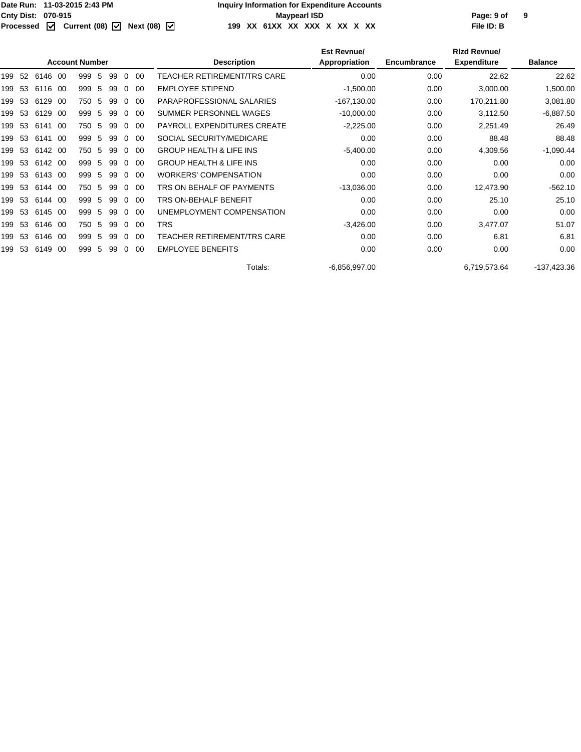| Account Number | Description | Est Revnue/ Appropriation | Encumbrance | Rlzd Revnue/ Expenditure | Balance |
|---|---|---|---|---|---|
| 199 52 6146 00 999 5 99 0 00 | TEACHER RETIREMENT/TRS CARE | 0.00 | 0.00 | 22.62 | 22.62 |
| 199 53 6116 00 999 5 99 0 00 | EMPLOYEE STIPEND | -1,500.00 | 0.00 | 3,000.00 | 1,500.00 |
| 199 53 6129 00 750 5 99 0 00 | PARAPROFESSIONAL SALARIES | -167,130.00 | 0.00 | 170,211.80 | 3,081.80 |
| 199 53 6129 00 999 5 99 0 00 | SUMMER PERSONNEL WAGES | -10,000.00 | 0.00 | 3,112.50 | -6,887.50 |
| 199 53 6141 00 750 5 99 0 00 | PAYROLL EXPENDITURES CREATE | -2,225.00 | 0.00 | 2,251.49 | 26.49 |
| 199 53 6141 00 999 5 99 0 00 | SOCIAL SECURITY/MEDICARE | 0.00 | 0.00 | 88.48 | 88.48 |
| 199 53 6142 00 750 5 99 0 00 | GROUP HEALTH & LIFE INS | -5,400.00 | 0.00 | 4,309.56 | -1,090.44 |
| 199 53 6142 00 999 5 99 0 00 | GROUP HEALTH & LIFE INS | 0.00 | 0.00 | 0.00 | 0.00 |
| 199 53 6143 00 999 5 99 0 00 | WORKERS' COMPENSATION | 0.00 | 0.00 | 0.00 | 0.00 |
| 199 53 6144 00 750 5 99 0 00 | TRS ON BEHALF OF PAYMENTS | -13,036.00 | 0.00 | 12,473.90 | -562.10 |
| 199 53 6144 00 999 5 99 0 00 | TRS ON-BEHALF BENEFIT | 0.00 | 0.00 | 25.10 | 25.10 |
| 199 53 6145 00 999 5 99 0 00 | UNEMPLOYMENT COMPENSATION | 0.00 | 0.00 | 0.00 | 0.00 |
| 199 53 6146 00 750 5 99 0 00 | TRS | -3,426.00 | 0.00 | 3,477.07 | 51.07 |
| 199 53 6146 00 999 5 99 0 00 | TEACHER RETIREMENT/TRS CARE | 0.00 | 0.00 | 6.81 | 6.81 |
| 199 53 6149 00 999 5 99 0 00 | EMPLOYEE BENEFITS | 0.00 | 0.00 | 0.00 | 0.00 |
| | Totals: | -6,856,997.00 | | 6,719,573.64 | -137,423.36 |